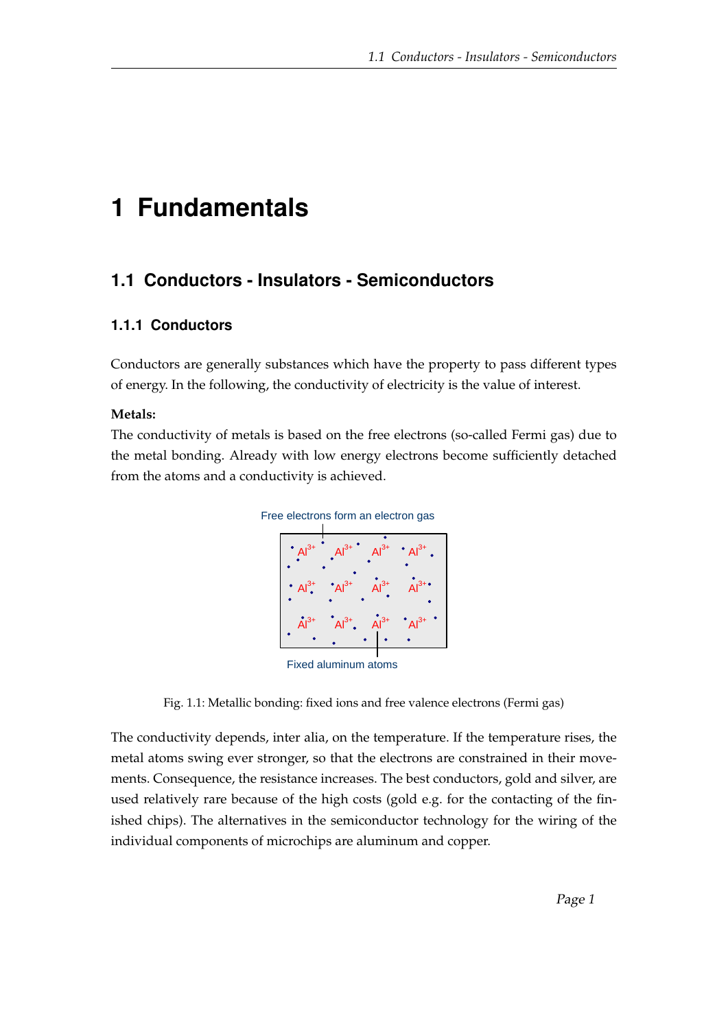# 1 Fundamentals

## 1.1 Conductors - Insulators - Semiconductors

### 1.1.1 Conductors

Conductors are generally substances which have the property to pass different types of energy. In the following, the conductivity of electricity is the value of interest.

**Metals:**

The conductivity of metals is based on the free electrons (so-called Fermi gas) due to the metal bonding. Already with low energy electrons become sufficiently detached from the atoms and a conductivity is achieved.

Fig. 1.1: Metallic bonding: fixed ions and free valence electrons (Fermi gas)

The conductivity depends, inter alia, on the temperature. If the temperature rises, the metal atoms swing ever stronger, so that the electrons are constrained in their movements. Consequence, the resistance increases. The best conductors, gold and silver, are used relatively rare because of the high costs (gold e.g. for the contacting of the finished chips). The alternatives in the semiconductor technology for the wiring of the individual components of microchips are aluminum and copper.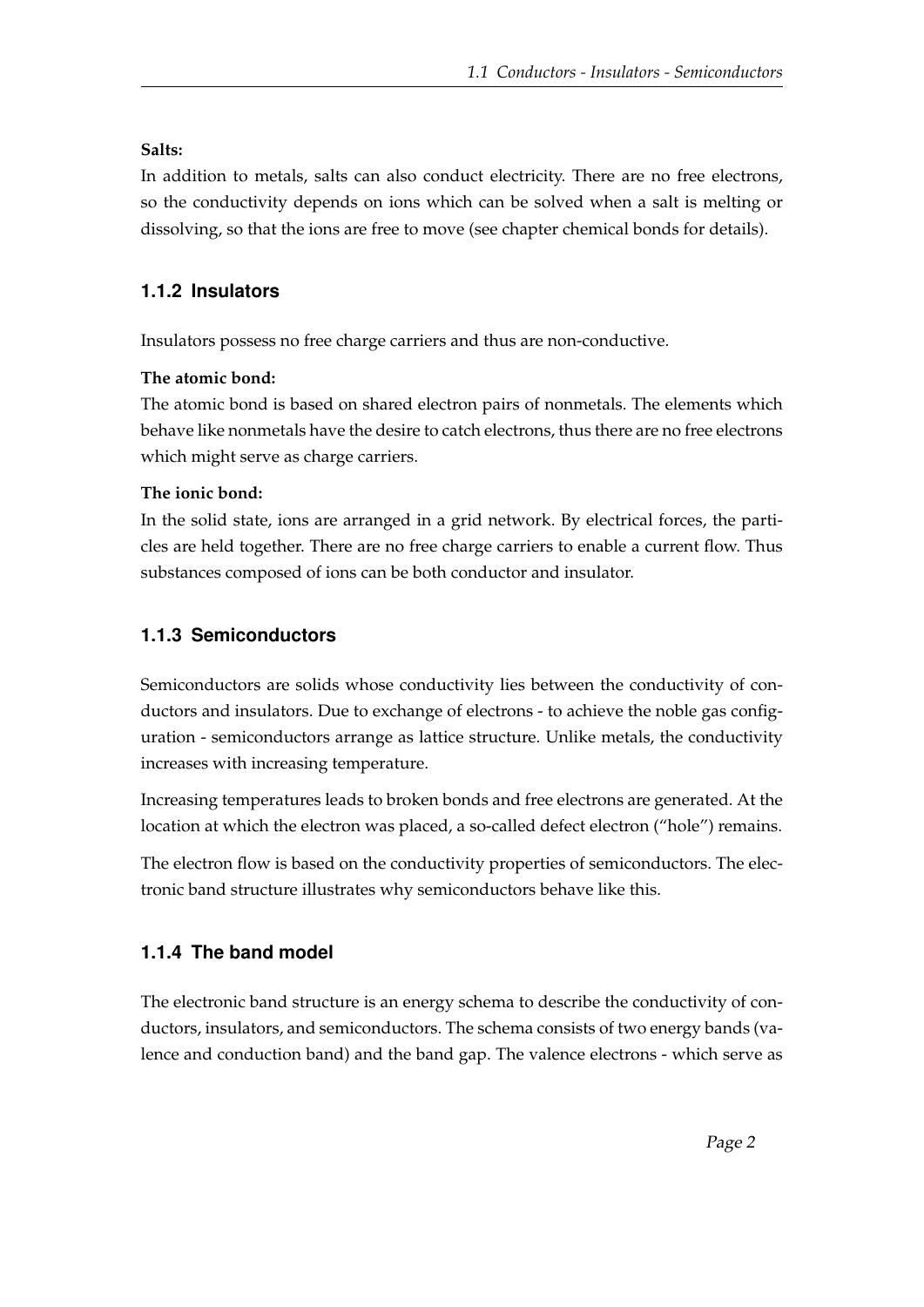**Salts:**

In addition to metals, salts can also conduct electricity. There are no free electrons, so the conductivity depends on ions which can be solved when a salt is melting or dissolving, so that the ions are free to move (see chapter chemical bonds for details).

### 1.1.2 Insulators

Insulators possess no free charge carriers and thus are non-conductive.

**The atomic bond:**

The atomic bond is based on shared electron pairs of nonmetals. The elements which behave like nonmetals have the desire to catch electrons, thus there are no free electrons which might serve as charge carriers.

**The ionic bond:**

In the solid state, ions are arranged in a grid network. By electrical forces, the particles are held together. There are no free charge carriers to enable a current flow. Thus substances composed of ions can be both conductor and insulator.

### 1.1.3 Semiconductors

Semiconductors are solids whose conductivity lies between the conductivity of conductors and insulators. Due to exchange of electrons - to achieve the noble gas configuration - semiconductors arrange as lattice structure. Unlike metals, the conductivity increases with increasing temperature.

Increasing temperatures leads to broken bonds and free electrons are generated. At the location at which the electron was placed, a so-called defect electron ("hole") remains.

The electron flow is based on the conductivity properties of semiconductors. The electronic band structure illustrates why semiconductors behave like this.

### 1.1.4 The band model

The electronic band structure is an energy schema to describe the conductivity of conductors, insulators, and semiconductors. The schema consists of two energy bands (valence and conduction band) and the band gap. The valence electrons - which serve as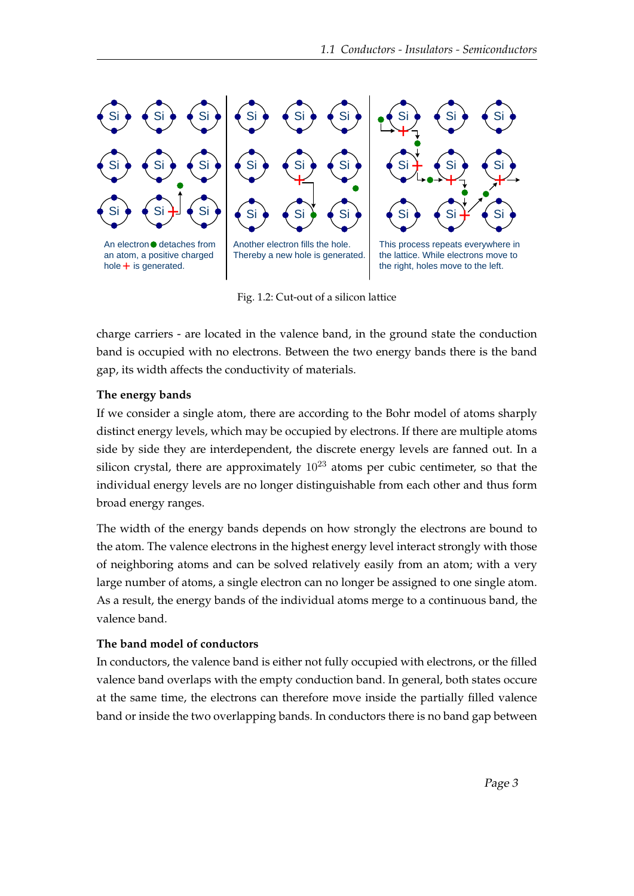An electron ● detaches from an atom, a positive charged hole + is generated.

Another electron fills the hole. Thereby a new hole is generated.

This process repeats everywhere in the lattice. While electrons move to the right, holes move to the left.

Fig. 1.2: Cut-out of a silicon lattice

charge carriers - are located in the valence band, in the ground state the conduction band is occupied with no electrons. Between the two energy bands there is the band gap, its width affects the conductivity of materials.

**The energy bands**

If we consider a single atom, there are according to the Bohr model of atoms sharply distinct energy levels, which may be occupied by electrons. If there are multiple atoms side by side they are interdependent, the discrete energy levels are fanned out. In a silicon crystal, there are approximately $10^{23}$ atoms per cubic centimeter, so that the individual energy levels are no longer distinguishable from each other and thus form broad energy ranges.

The width of the energy bands depends on how strongly the electrons are bound to the atom. The valence electrons in the highest energy level interact strongly with those of neighboring atoms and can be solved relatively easily from an atom; with a very large number of atoms, a single electron can no longer be assigned to one single atom. As a result, the energy bands of the individual atoms merge to a continuous band, the valence band.

**The band model of conductors**

In conductors, the valence band is either not fully occupied with electrons, or the filled valence band overlaps with the empty conduction band. In general, both states occure at the same time, the electrons can therefore move inside the partially filled valence band or inside the two overlapping bands. In conductors there is no band gap between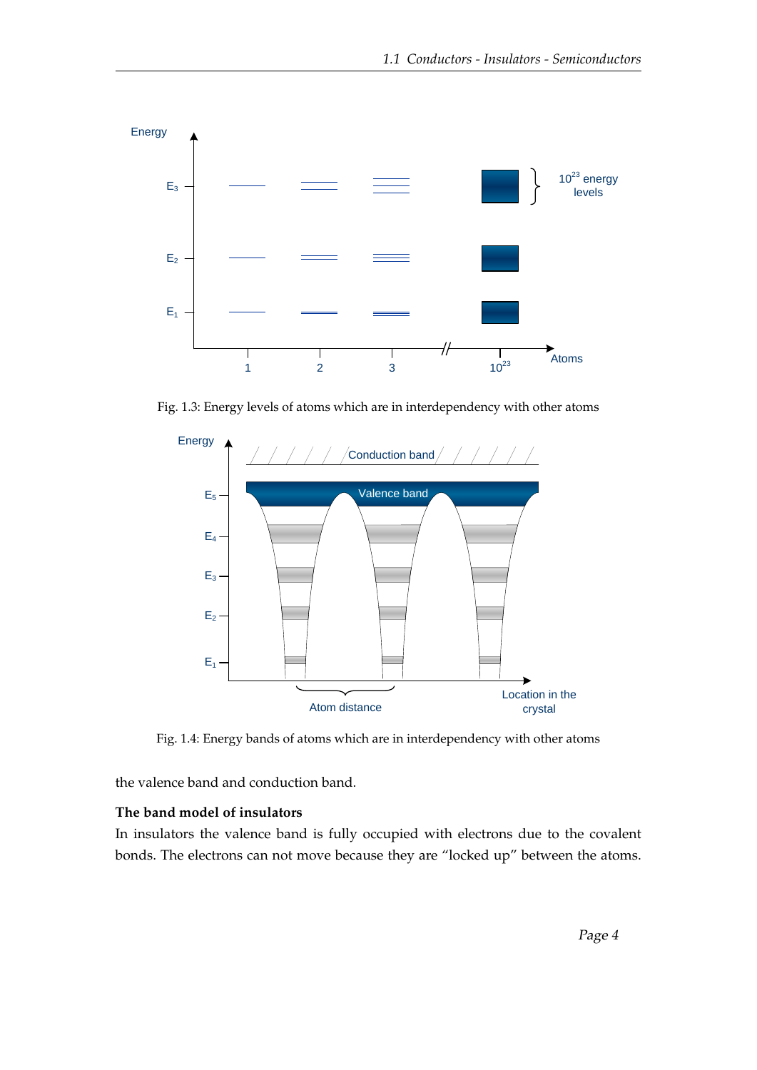Fig. 1.3: Energy levels of atoms which are in interdependency with other atoms

Fig. 1.4: Energy bands of atoms which are in interdependency with other atoms

the valence band and conduction band.

**The band model of insulators**

In insulators the valence band is fully occupied with electrons due to the covalent bonds. The electrons can not move because they are “locked up” between the atoms.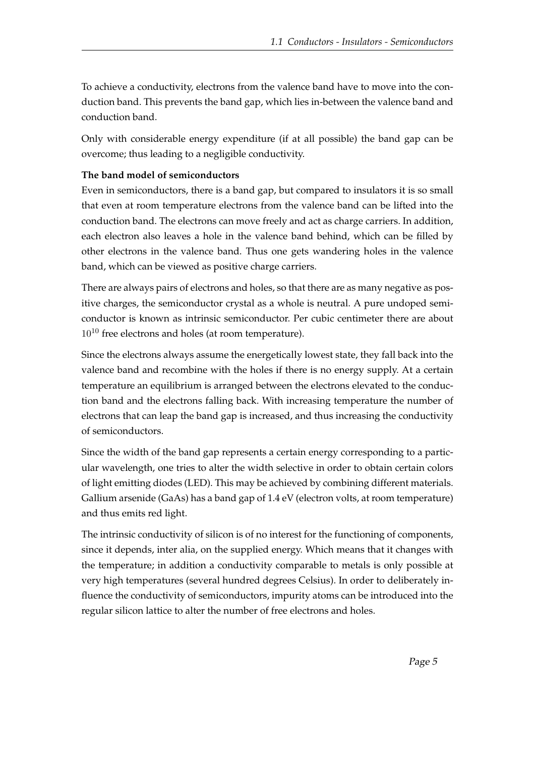To achieve a conductivity, electrons from the valence band have to move into the conduction band. This prevents the band gap, which lies in-between the valence band and conduction band.

Only with considerable energy expenditure (if at all possible) the band gap can be overcome; thus leading to a negligible conductivity.

**The band model of semiconductors**

Even in semiconductors, there is a band gap, but compared to insulators it is so small that even at room temperature electrons from the valence band can be lifted into the conduction band. The electrons can move freely and act as charge carriers. In addition, each electron also leaves a hole in the valence band behind, which can be filled by other electrons in the valence band. Thus one gets wandering holes in the valence band, which can be viewed as positive charge carriers.

There are always pairs of electrons and holes, so that there are as many negative as positive charges, the semiconductor crystal as a whole is neutral. A pure undoped semiconductor is known as intrinsic semiconductor. Per cubic centimeter there are about $10^{10}$ free electrons and holes (at room temperature).

Since the electrons always assume the energetically lowest state, they fall back into the valence band and recombine with the holes if there is no energy supply. At a certain temperature an equilibrium is arranged between the electrons elevated to the conduction band and the electrons falling back. With increasing temperature the number of electrons that can leap the band gap is increased, and thus increasing the conductivity of semiconductors.

Since the width of the band gap represents a certain energy corresponding to a particular wavelength, one tries to alter the width selective in order to obtain certain colors of light emitting diodes (LED). This may be achieved by combining different materials. Gallium arsenide (GaAs) has a band gap of 1.4 eV (electron volts, at room temperature) and thus emits red light.

The intrinsic conductivity of silicon is of no interest for the functioning of components, since it depends, inter alia, on the supplied energy. Which means that it changes with the temperature; in addition a conductivity comparable to metals is only possible at very high temperatures (several hundred degrees Celsius). In order to deliberately influence the conductivity of semiconductors, impurity atoms can be introduced into the regular silicon lattice to alter the number of free electrons and holes.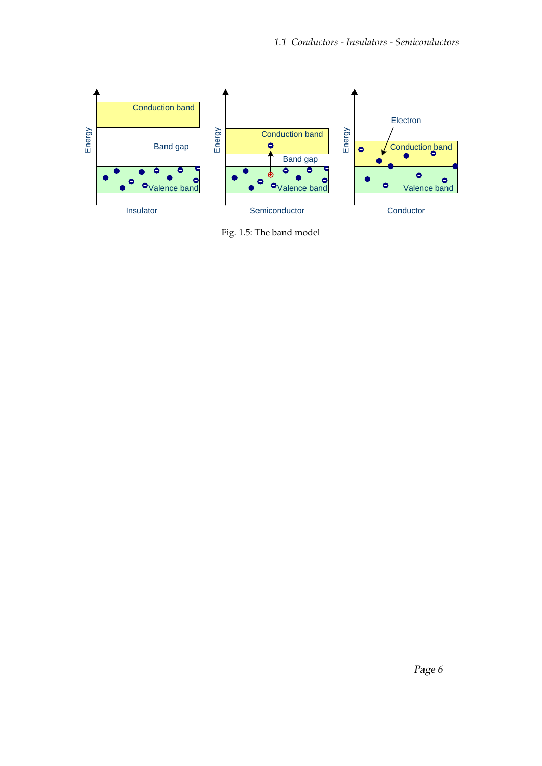Energy

Conduction band

Band gap

Valence band

Insulator

Energy

Conduction band

Band gap

Valence band

Semiconductor

Energy

Electron

Conduction band

Valence band

Conductor

Fig. 1.5: The band model